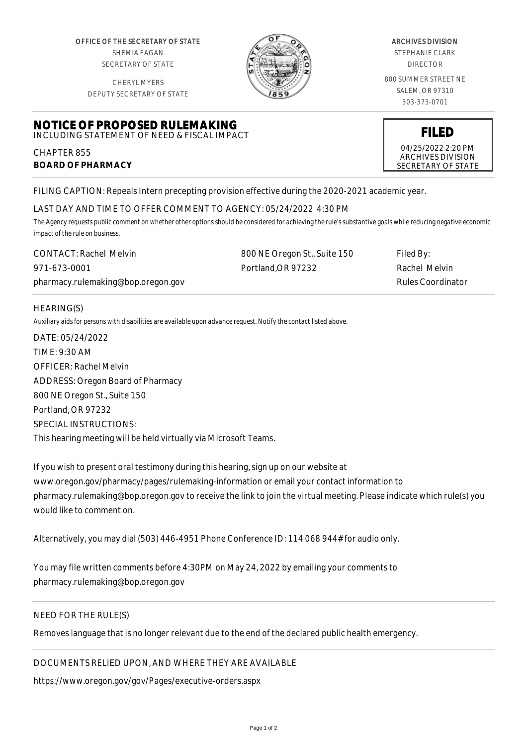OFFICE OF THE SECRETARY OF STATE
SHEMIA FAGAN
SECRETARY OF STATE

CHERYL MYERS
DEPUTY SECRETARY OF STATE

ARCHIVES DIVISION
STEPHANIE CLARK
DIRECTOR

800 SUMMER STREET NE
SALEM, OR 97310
503-373-0701

# NOTICE OF PROPOSED RULEMAKING

INCLUDING STATEMENT OF NEED & FISCAL IMPACT

CHAPTER 855
**BOARD OF PHARMACY**

**FILED**
04/25/2022 2:20 PM
ARCHIVES DIVISION
SECRETARY OF STATE

FILING CAPTION: Repeals Intern precepting provision effective during the 2020-2021 academic year.

LAST DAY AND TIME TO OFFER COMMENT TO AGENCY: 05/24/2022 4:30 PM

The Agency requests public comment on whether other options should be considered for achieving the rule's substantive goals while reducing negative economic impact of the rule on business.

CONTACT: Rachel Melvin
971-673-0001
pharmacy.rulemaking@bop.oregon.gov

800 NE Oregon St., Suite 150
Portland,OR 97232

Filed By:
Rachel Melvin
Rules Coordinator

HEARING(S)

Auxiliary aids for persons with disabilities are available upon advance request. Notify the contact listed above.

DATE: 05/24/2022
TIME: 9:30 AM
OFFICER: Rachel Melvin
ADDRESS: Oregon Board of Pharmacy
800 NE Oregon St., Suite 150
Portland, OR 97232
SPECIAL INSTRUCTIONS:
This hearing meeting will be held virtually via Microsoft Teams.

If you wish to present oral testimony during this hearing, sign up on our website at www.oregon.gov/pharmacy/pages/rulemaking-information or email your contact information to pharmacy.rulemaking@bop.oregon.gov to receive the link to join the virtual meeting. Please indicate which rule(s) you would like to comment on.

Alternatively, you may dial (503) 446-4951 Phone Conference ID: 114 068 944# for audio only.

You may file written comments before 4:30PM on May 24, 2022 by emailing your comments to pharmacy.rulemaking@bop.oregon.gov

NEED FOR THE RULE(S)

Removes language that is no longer relevant due to the end of the declared public health emergency.

DOCUMENTS RELIED UPON, AND WHERE THEY ARE AVAILABLE

https://www.oregon.gov/gov/Pages/executive-orders.aspx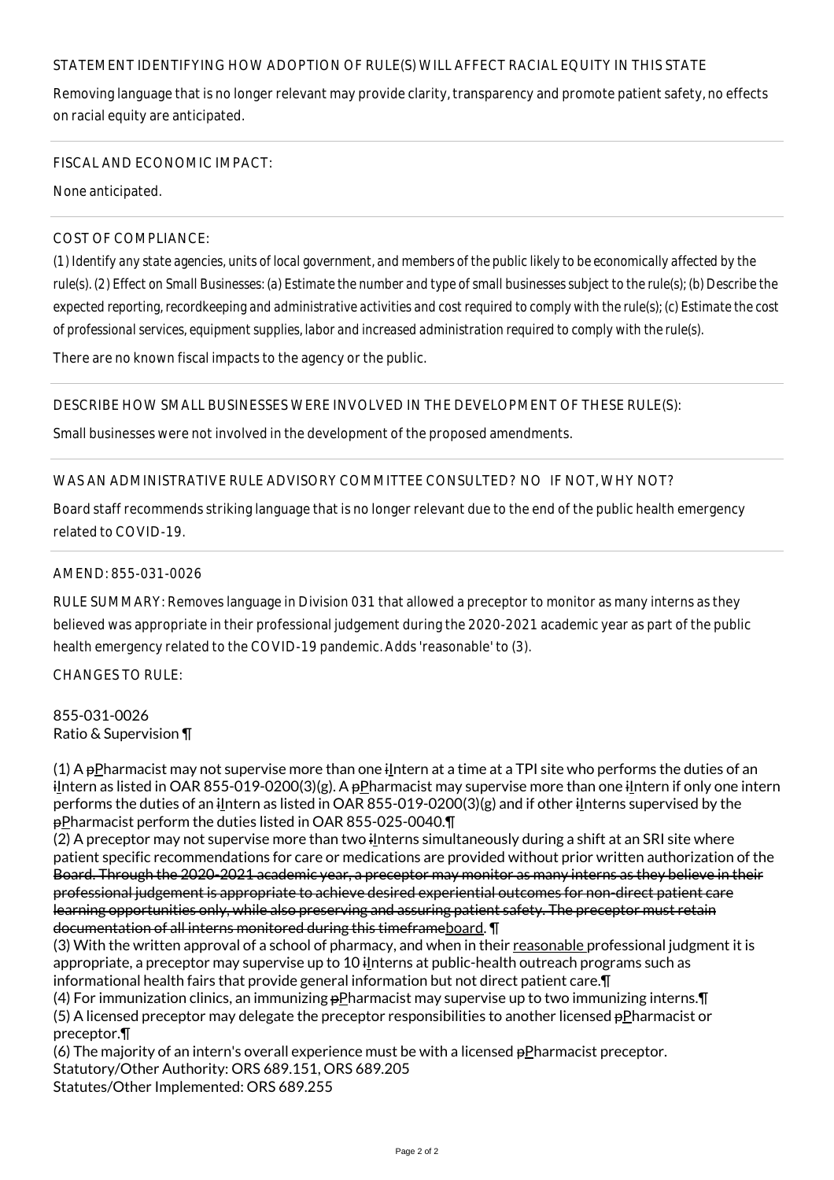STATEMENT IDENTIFYING HOW ADOPTION OF RULE(S) WILL AFFECT RACIAL EQUITY IN THIS STATE

Removing language that is no longer relevant may provide clarity, transparency and promote patient safety, no effects on racial equity are anticipated.

FISCAL AND ECONOMIC IMPACT:

None anticipated.

COST OF COMPLIANCE:

*(1) Identify any state agencies, units of local government, and members of the public likely to be economically affected by the rule(s). (2) Effect on Small Businesses: (a) Estimate the number and type of small businesses subject to the rule(s); (b) Describe the expected reporting, recordkeeping and administrative activities and cost required to comply with the rule(s); (c) Estimate the cost of professional services, equipment supplies, labor and increased administration required to comply with the rule(s).*

There are no known fiscal impacts to the agency or the public.

DESCRIBE HOW SMALL BUSINESSES WERE INVOLVED IN THE DEVELOPMENT OF THESE RULE(S):

Small businesses were not involved in the development of the proposed amendments.

WAS AN ADMINISTRATIVE RULE ADVISORY COMMITTEE CONSULTED? NO IF NOT, WHY NOT?

Board staff recommends striking language that is no longer relevant due to the end of the public health emergency related to COVID-19.

AMEND: 855-031-0026

RULE SUMMARY: Removes language in Division 031 that allowed a preceptor to monitor as many interns as they believed was appropriate in their professional judgement during the 2020-2021 academic year as part of the public health emergency related to the COVID-19 pandemic. Adds 'reasonable' to (3).

CHANGES TO RULE:

855-031-0026
Ratio & Supervision ¶

(1) A ~~p~~Pharmacist may not supervise more than one ~~i~~Intern at a time at a TPI site who performs the duties of an ~~i~~Intern as listed in OAR 855-019-0200(3)(g). A ~~p~~Pharmacist may supervise more than one ~~i~~Intern if only one intern performs the duties of an ~~i~~Intern as listed in OAR 855-019-0200(3)(g) and if other ~~i~~Interns supervised by the ~~p~~Pharmacist perform the duties listed in OAR 855-025-0040.¶
(2) A preceptor may not supervise more than two ~~i~~Interns simultaneously during a shift at an SRI site where patient specific recommendations for care or medications are provided without prior written authorization of the ~~Board. Through the 2020-2021 academic year, a preceptor may monitor as many interns as they believe in their professional judgement is appropriate to achieve desired experiential outcomes for non-direct patient care learning opportunities only, while also preserving and assuring patient safety. The preceptor must retain documentation of all interns monitored during this timeframe~~board. ¶
(3) With the written approval of a school of pharmacy, and when in their reasonable professional judgment it is appropriate, a preceptor may supervise up to 10 ~~i~~Interns at public-health outreach programs such as informational health fairs that provide general information but not direct patient care.¶
(4) For immunization clinics, an immunizing ~~p~~Pharmacist may supervise up to two immunizing interns.¶
(5) A licensed preceptor may delegate the preceptor responsibilities to another licensed ~~p~~Pharmacist or preceptor.¶
(6) The majority of an intern's overall experience must be with a licensed ~~p~~Pharmacist preceptor.
Statutory/Other Authority: ORS 689.151, ORS 689.205
Statutes/Other Implemented: ORS 689.255